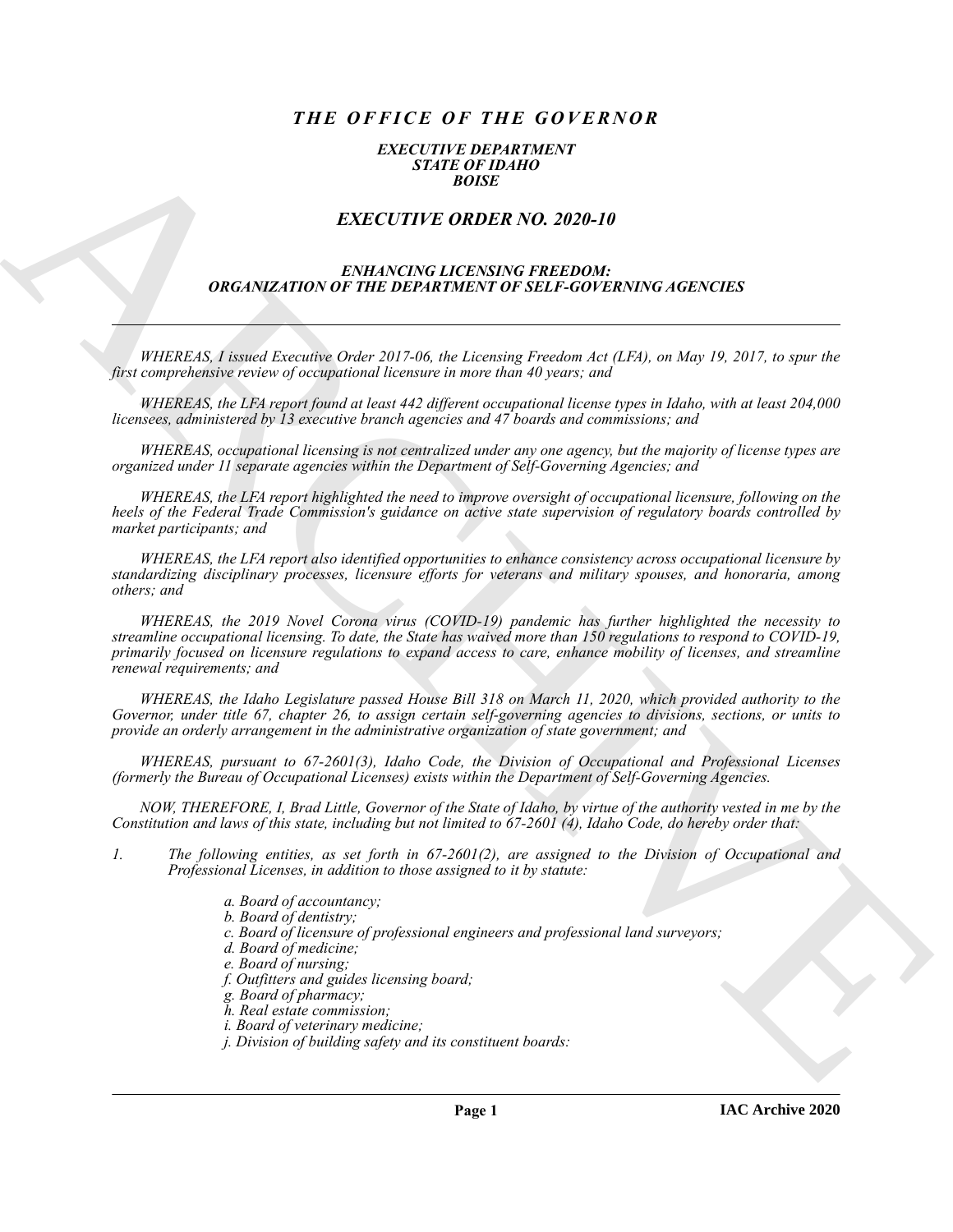# *THE OFFICE OF THE GOVERNOR*

### *EXECUTIVE DEPARTMENT*
### *STATE OF IDAHO*
### *BOISE*

## *EXECUTIVE ORDER NO. 2020-10*

### *ENHANCING LICENSING FREEDOM:*
### *ORGANIZATION OF THE DEPARTMENT OF SELF-GOVERNING AGENCIES*

---

*WHEREAS, I issued Executive Order 2017-06, the Licensing Freedom Act (LFA), on May 19, 2017, to spur the first comprehensive review of occupational licensure in more than 40 years; and*

*WHEREAS, the LFA report found at least 442 different occupational license types in Idaho, with at least 204,000 licensees, administered by 13 executive branch agencies and 47 boards and commissions; and*

*WHEREAS, occupational licensing is not centralized under any one agency, but the majority of license types are organized under 11 separate agencies within the Department of Self-Governing Agencies; and*

*WHEREAS, the LFA report highlighted the need to improve oversight of occupational licensure, following on the heels of the Federal Trade Commission's guidance on active state supervision of regulatory boards controlled by market participants; and*

*WHEREAS, the LFA report also identified opportunities to enhance consistency across occupational licensure by standardizing disciplinary processes, licensure efforts for veterans and military spouses, and honoraria, among others; and*

*WHEREAS, the 2019 Novel Corona virus (COVID-19) pandemic has further highlighted the necessity to streamline occupational licensing. To date, the State has waived more than 150 regulations to respond to COVID-19, primarily focused on licensure regulations to expand access to care, enhance mobility of licenses, and streamline renewal requirements; and*

*WHEREAS, the Idaho Legislature passed House Bill 318 on March 11, 2020, which provided authority to the Governor, under title 67, chapter 26, to assign certain self-governing agencies to divisions, sections, or units to provide an orderly arrangement in the administrative organization of state government; and*

*WHEREAS, pursuant to 67-2601(3), Idaho Code, the Division of Occupational and Professional Licenses (formerly the Bureau of Occupational Licenses) exists within the Department of Self-Governing Agencies.*

*NOW, THEREFORE, I, Brad Little, Governor of the State of Idaho, by virtue of the authority vested in me by the Constitution and laws of this state, including but not limited to 67-2601 (4), Idaho Code, do hereby order that:*

1. *The following entities, as set forth in 67-2601(2), are assigned to the Division of Occupational and Professional Licenses, in addition to those assigned to it by statute:*

   *a. Board of accountancy;*
   *b. Board of dentistry;*
   *c. Board of licensure of professional engineers and professional land surveyors;*
   *d. Board of medicine;*
   *e. Board of nursing;*
   *f. Outfitters and guides licensing board;*
   *g. Board of pharmacy;*
   *h. Real estate commission;*
   *i. Board of veterinary medicine;*
   *j. Division of building safety and its constituent boards:*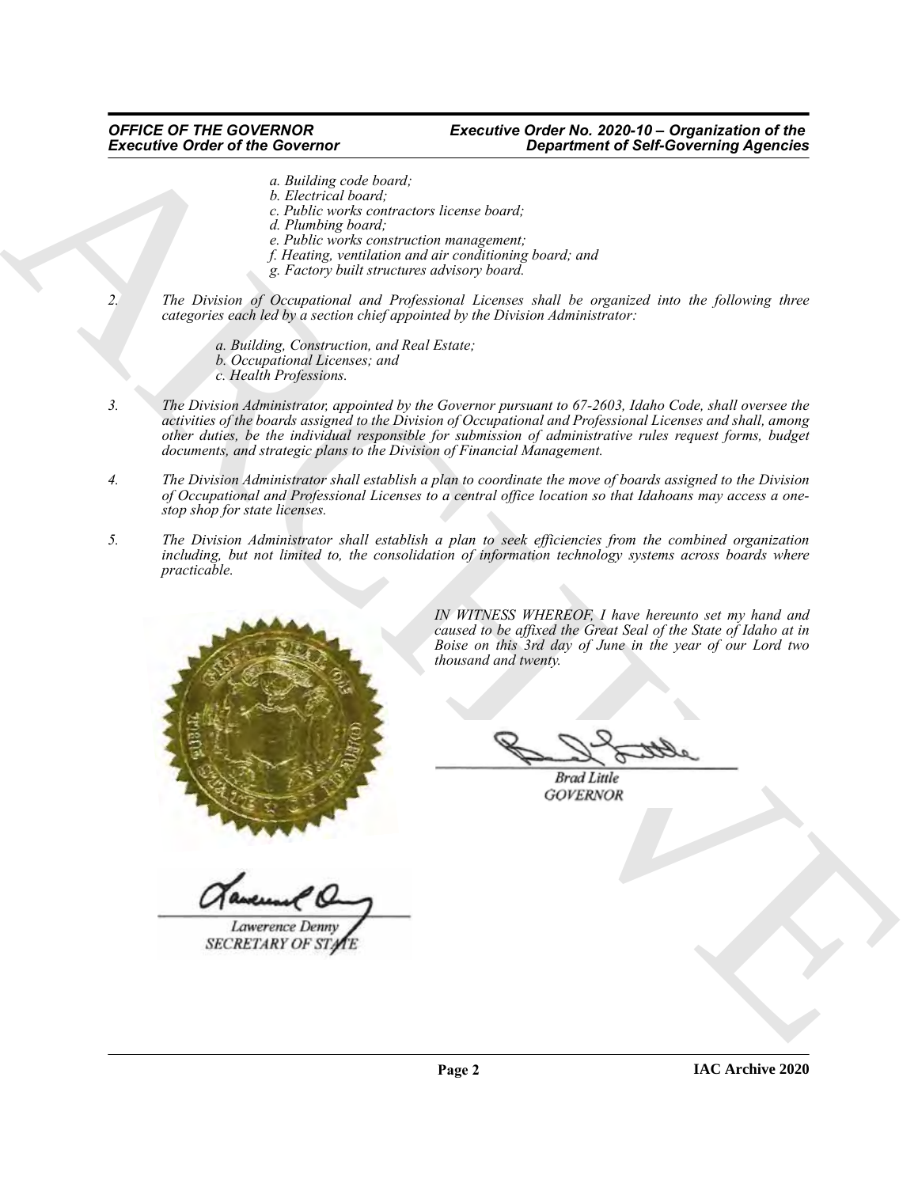*a. Building code board;*
*b. Electrical board;*
*c. Public works contractors license board;*
*d. Plumbing board;*
*e. Public works construction management;*
*f. Heating, ventilation and air conditioning board; and*
*g. Factory built structures advisory board.*

2. *The Division of Occupational and Professional Licenses shall be organized into the following three categories each led by a section chief appointed by the Division Administrator:*

   *a. Building, Construction, and Real Estate;*
   *b. Occupational Licenses; and*
   *c. Health Professions.*

3. *The Division Administrator, appointed by the Governor pursuant to 67-2603, Idaho Code, shall oversee the activities of the boards assigned to the Division of Occupational and Professional Licenses and shall, among other duties, be the individual responsible for submission of administrative rules request forms, budget documents, and strategic plans to the Division of Financial Management.*

4. *The Division Administrator shall establish a plan to coordinate the move of boards assigned to the Division of Occupational and Professional Licenses to a central office location so that Idahoans may access a one-stop shop for state licenses.*

5. *The Division Administrator shall establish a plan to seek efficiencies from the combined organization including, but not limited to, the consolidation of information technology systems across boards where practicable.*

*IN WITNESS WHEREOF, I have hereunto set my hand and caused to be affixed the Great Seal of the State of Idaho at in Boise on this 3rd day of June in the year of our Lord two thousand and twenty.*

*Brad Little*
*GOVERNOR*

*Lawerence Denny*
*SECRETARY OF STATE*